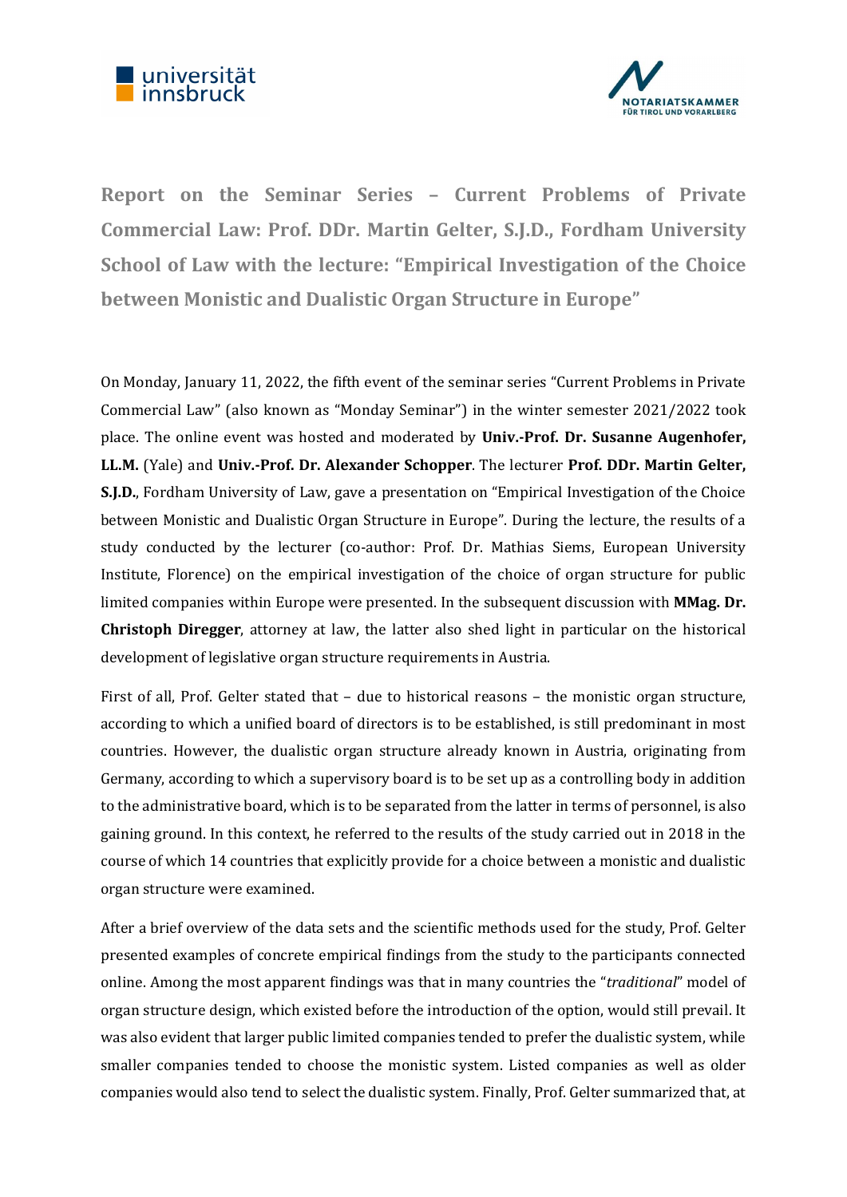# Report on the Seminar Series – Current Problems of Private Commercial Law: Prof. DDr. Martin Gelter, S.J.D., Fordham University School of Law with the lecture: "Empirical Investigation of the Choice between Monistic and Dualistic Organ Structure in Europe"

On Monday, January 11, 2022, the fifth event of the seminar series "Current Problems in Private Commercial Law" (also known as "Monday Seminar") in the winter semester 2021/2022 took place. The online event was hosted and moderated by **Univ.-Prof. Dr. Susanne Augenhofer, LL.M.** (Yale) and **Univ.-Prof. Dr. Alexander Schopper**. The lecturer **Prof. DDr. Martin Gelter, S.J.D.**, Fordham University of Law, gave a presentation on "Empirical Investigation of the Choice between Monistic and Dualistic Organ Structure in Europe". During the lecture, the results of a study conducted by the lecturer (co-author: Prof. Dr. Mathias Siems, European University Institute, Florence) on the empirical investigation of the choice of organ structure for public limited companies within Europe were presented. In the subsequent discussion with **MMag. Dr. Christoph Diregger**, attorney at law, the latter also shed light in particular on the historical development of legislative organ structure requirements in Austria.

First of all, Prof. Gelter stated that – due to historical reasons – the monistic organ structure, according to which a unified board of directors is to be established, is still predominant in most countries. However, the dualistic organ structure already known in Austria, originating from Germany, according to which a supervisory board is to be set up as a controlling body in addition to the administrative board, which is to be separated from the latter in terms of personnel, is also gaining ground. In this context, he referred to the results of the study carried out in 2018 in the course of which 14 countries that explicitly provide for a choice between a monistic and dualistic organ structure were examined.

After a brief overview of the data sets and the scientific methods used for the study, Prof. Gelter presented examples of concrete empirical findings from the study to the participants connected online. Among the most apparent findings was that in many countries the "*traditional*" model of organ structure design, which existed before the introduction of the option, would still prevail. It was also evident that larger public limited companies tended to prefer the dualistic system, while smaller companies tended to choose the monistic system. Listed companies as well as older companies would also tend to select the dualistic system. Finally, Prof. Gelter summarized that, at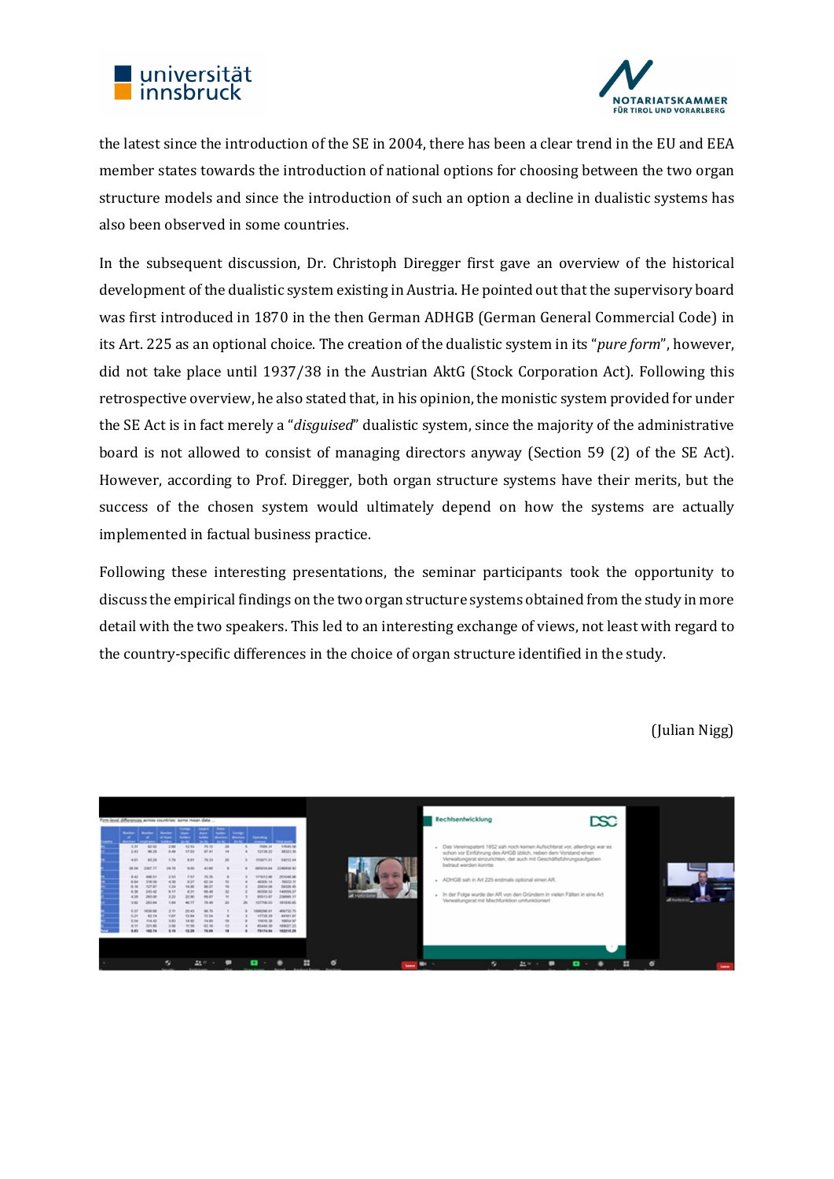the latest since the introduction of the SE in 2004, there has been a clear trend in the EU and EEA member states towards the introduction of national options for choosing between the two organ structure models and since the introduction of such an option a decline in dualistic systems has also been observed in some countries.

In the subsequent discussion, Dr. Christoph Diregger first gave an overview of the historical development of the dualistic system existing in Austria. He pointed out that the supervisory board was first introduced in 1870 in the then German ADHGB (German General Commercial Code) in its Art. 225 as an optional choice. The creation of the dualistic system in its "*pure form*", however, did not take place until 1937/38 in the Austrian AktG (Stock Corporation Act). Following this retrospective overview, he also stated that, in his opinion, the monistic system provided for under the SE Act is in fact merely a "*disguised*" dualistic system, since the majority of the administrative board is not allowed to consist of managing directors anyway (Section 59 (2) of the SE Act). However, according to Prof. Diregger, both organ structure systems have their merits, but the success of the chosen system would ultimately depend on how the systems are actually implemented in factual business practice.

Following these interesting presentations, the seminar participants took the opportunity to discuss the empirical findings on the two organ structure systems obtained from the study in more detail with the two speakers. This led to an interesting exchange of views, not least with regard to the country-specific differences in the choice of organ structure identified in the study.

(Julian Nigg)